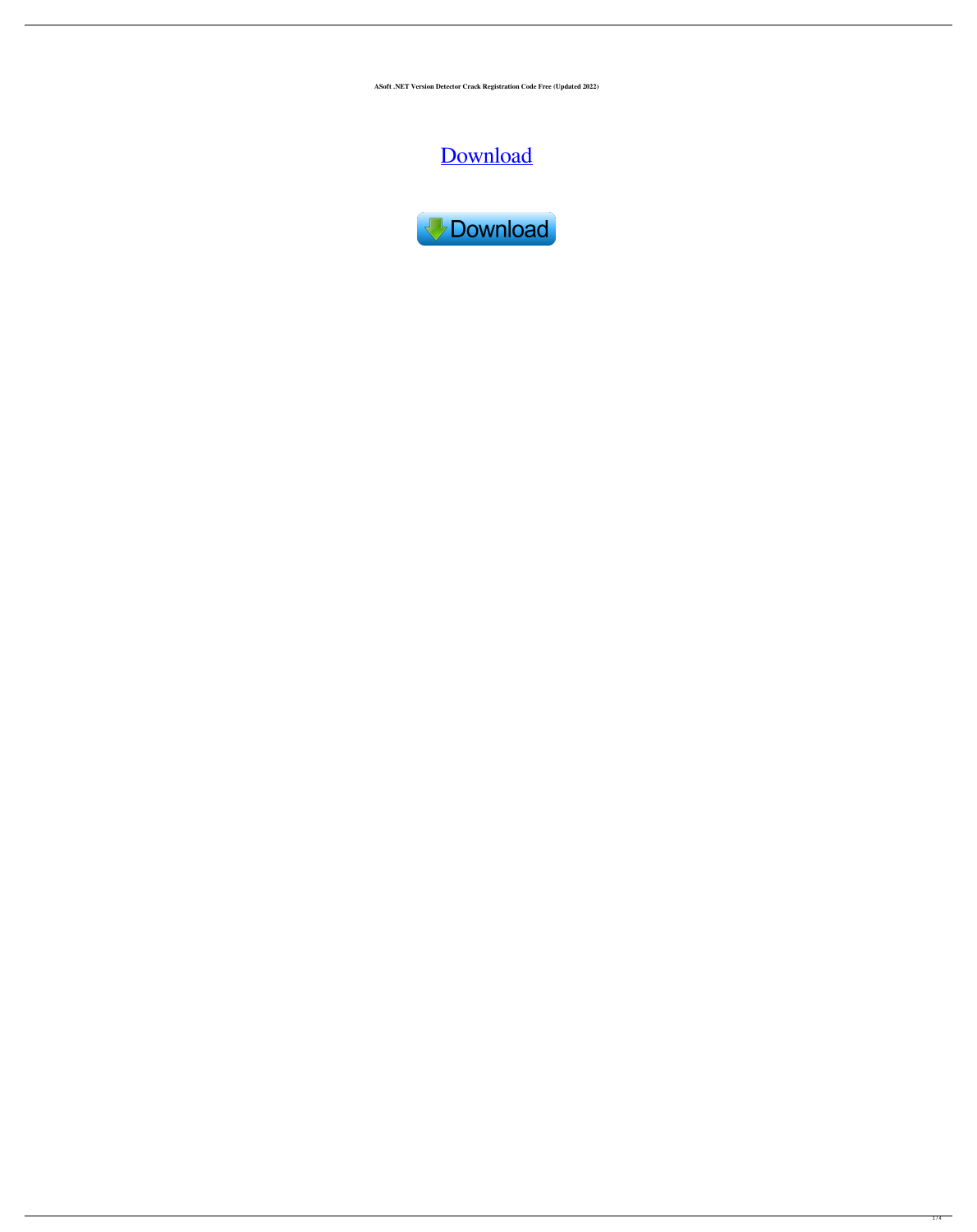**ASoft .NET Version Detector Crack Registration Code Free (Updated 2022)**

Download

Download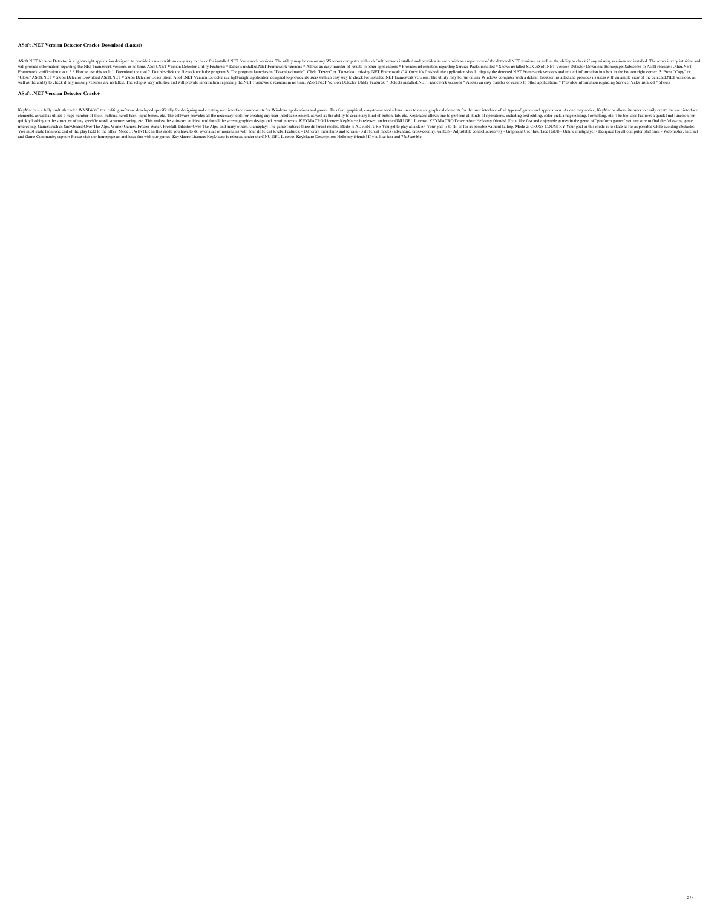**ASoft .NET Version Detector Crack+ Download (Latest)**

ASoft.NET Version Detector is a lightweight application designed to provide its users with an easy way to check for installed.NET framework versions. The utility may be run on any Windows computer with a default browser installed and provides its users with an ample view of the detected.NET versions, as well as the ability to check if any missing versions are installed. The setup is very intuitive and will provide information regarding the.NET framework versions in no time. ASoft.NET Version Detector Utility Features: * Detects installed.NET Framework versions * Allows an easy transfer of results to other applications * Provides information regarding Service Packs installed * Shows installed SDK ASoft.NET Version Detector Download Homepage: Subscribe to Asoft releases: Other.NET Framework verification tools: * * How to use this tool: 1. Download the tool 2. Double-click the file to launch the program 3. The program launches in "Download mode". Click "Detect" or "Download missing.NET Frameworks" 4. Once it's finished, the application should display the detected.NET Framework versions and related information in a box in the bottom right corner. 5. Press "Copy" or "Close" ASoft.NET Version Detector Download ASoft.NET Version Detector Description: ASoft.NET Version Detector is a lightweight application designed to provide its users with an easy way to check for installed.NET framework versions. The utility may be run on any Windows computer with a default browser installed and provides its users with an ample view of the detected.NET versions, as well as the ability to check if any missing versions are installed. The setup is very intuitive and will provide information regarding the.NET framework versions in no time. ASoft.NET Version Detector Utility Features: * Detects installed.NET Framework versions * Allows an easy transfer of results to other applications * Provides information regarding Service Packs installed * Shows

**ASoft .NET Version Detector Crack+**

KeyMacro is a fully multi-threaded WYSIWYG text editing software developed specifically for designing and creating user interface components for Windows applications and games. This fast, graphical, easy-to-use tool allows users to create graphical elements for the user interface of all types of games and applications. As one may notice, KeyMacro allows its users to easily create the user interface elements, as well as utilize a huge number of tools, buttons, scroll bars, input boxes, etc. The software provides all the necessary tools for creating any user interface element, as well as the ability to create any kind of button, tab, etc. KeyMacro allows one to perform all kinds of operations, including text editing, color pick, image editing, formatting, etc. The tool also features a quick find function for quickly looking up the structure of any specific word, structure, string, etc. This makes the software an ideal tool for all the screen graphics design and creation needs. KEYMACRO Licence: KeyMacro is released under the GNU GPL License. KEYMACRO Description: Hello my friends! If you like fast and enjoyable games in the genre of "platform games" you are sure to find the following game interesting. Games such as Snowboard Over The Alps, Winter Games, Frozen Water, Freefall, Infestor Over The Alps, and many others. Gameplay: The game features three different modes. Mode 1: ADVENTURE You get to play as a skier. Your goal is to ski as far as possible without falling. Mode 2: CROSS COUNTRY Your goal in this mode is to skate as far as possible while avoiding obstacles. You must skate from one end of the play field to the other. Mode 3: WINTER In this mode you have to ski over a set of mountains with four different levels. Features: - Different mountains and terrain - 3 different modes (adventure, cross-country, winter) - Adjustable control sensitivity - Graphical User Interface (GUI) - Online multiplayer - Designed for all computer platforms - Webmaster, Internet and Game Community support Please visit our homepage at: and have fun with our games! KeyMacro Licence: KeyMacro is released under the GNU GPL License. KeyMacro Description: Hello my friends! If you like fast and 77a5ca646e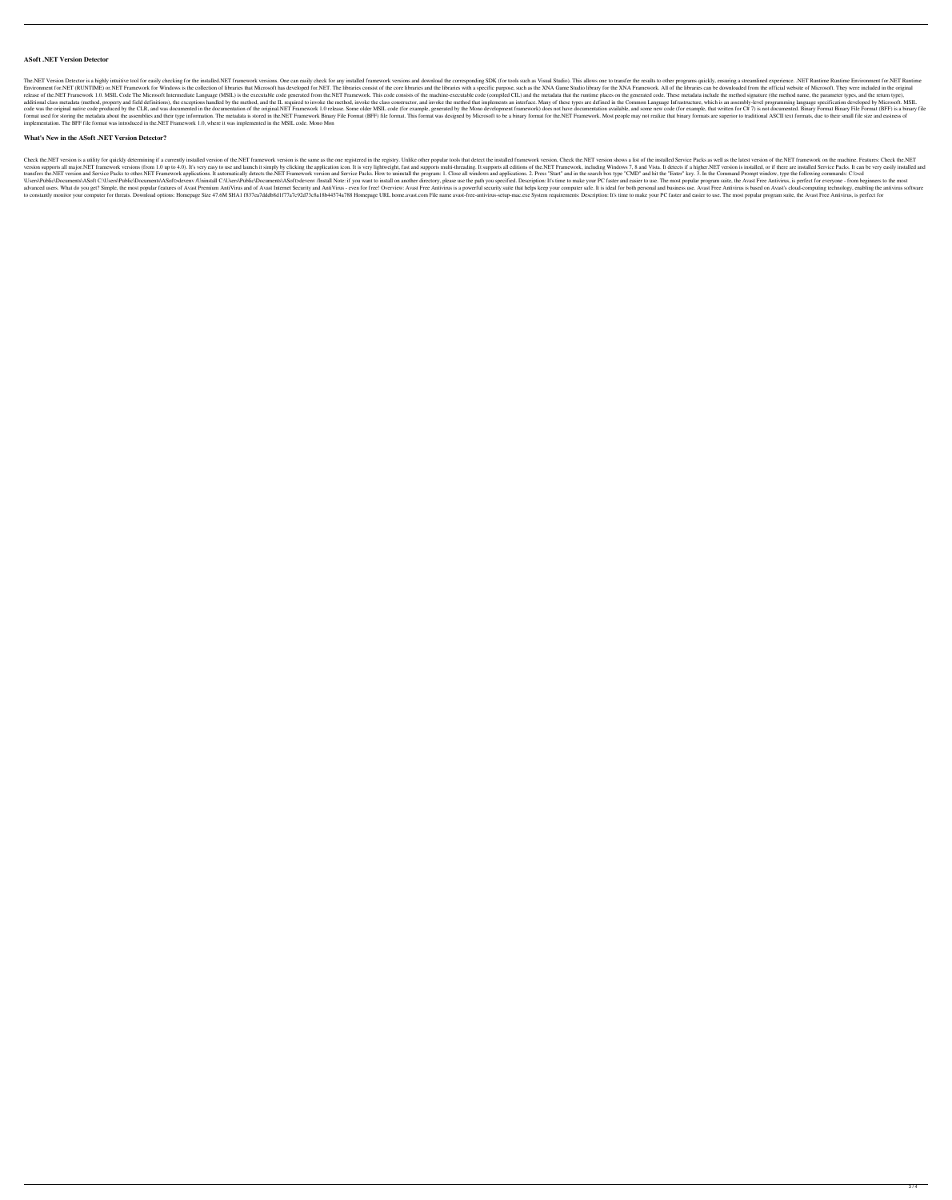### ASoft .NET Version Detector

The.NET Version Detector is a highly intuitive tool for easily checking for the installed.NET framework versions. One can easily check for any installed framework versions and download the corresponding SDK (for tools such as Visual Studio). This allows one to transfer the results to other programs quickly, ensuring a streamlined experience. .NET Runtime Runtime Environment for.NET Runtime Environment for.NET (RUNTIME) or.NET Framework for Windows is the collection of libraries that Microsoft has developed for.NET. The libraries consist of the core libraries and the libraries with a specific purpose, such as the XNA Game Studio library for the XNA Framework. All of the libraries can be downloaded from the official website of Microsoft. They were included in the original release of the.NET Framework 1.0. MSIL Code The Microsoft Intermediate Language (MSIL) is the executable code generated from the.NET Framework. This code consists of the machine-executable code (compiled CIL) and the metadata that the runtime places on the generated code. These metadata include the method signature (the method name, the parameter types, and the return type), additional class metadata (method, property and field definitions), the exceptions handled by the method, and the IL required to invoke the method, invoke the class constructor, and invoke the method that implements an interface. Many of these types are defined in the Common Language Infrastructure, which is an assembly-level programming language specification developed by Microsoft. MSIL code was the original native code produced by the CLR, and was documented in the documentation of the original.NET Framework 1.0 release. Some older MSIL code (for example, generated by the Mono development framework) does not have documentation available, and some new code (for example, that written for C# 7) is not documented. Binary Format Binary File Format (BFF) is a binary file format used for storing the metadata about the assemblies and their type information. The metadata is stored in the.NET Framework Binary File Format (BFF) file format. This format was designed by Microsoft to be a binary format for the.NET Framework. Most people may not realize that binary formats are superior to traditional ASCII text formats, due to their small file size and easiness of implementation. The BFF file format was introduced in the.NET Framework 1.0, where it was implemented in the MSIL code. Mono Mon

### What's New in the ASoft .NET Version Detector?

Check the.NET version is a utility for quickly determining if a currently installed version of the.NET framework version is the same as the one registered in the registry. Unlike other popular tools that detect the installed framework version, Check the.NET version shows a list of the installed Service Packs as well as the latest version of the.NET framework on the machine. Features: Check the.NET version supports all major.NET framework versions (from 1.0 up to 4.0). It's very easy to use and launch it simply by clicking the application icon. It is very lightweight, fast and supports multi-threading. It supports all editions of the.NET Framework, including Windows 7, 8 and Vista. It detects if a higher.NET version is installed, or if there are installed Service Packs. It can be very easily installed and transfers the.NET version and Service Packs to other.NET Framework applications. It automatically detects the.NET Framework version and Service Packs. How to uninstall the program: 1. Close all windows and applications. 2. Press "Start" and in the search box type "CMD" and hit the "Enter" key. 3. In the Command Prompt window, type the following commands: C:\>cd \Users\Public\Documents\ASoft C:\Users\Public\Documents\ASoft>devenv /Uninstall C:\Users\Public\Documents\ASoft>devenv /Install Note: if you want to install on another directory, please use the path you specified. Description: It's time to make your PC faster and easier to use. The most popular program suite, the Avast Free Antivirus, is perfect for everyone - from beginners to the most advanced users. What do you get? Simple, the most popular features of Avast Premium AntiVirus and of Avast Internet Security and AntiVirus - even for free! Overview: Avast Free Antivirus is a powerful security suite that helps keep your computer safe. It is ideal for both personal and business use. Avast Free Antivirus is based on Avast's cloud-computing technology, enabling the antivirus software to constantly monitor your computer for threats. Download options: Homepage Size 47.6M SHA1 f837ea7dddb8d1f77a7c92d73c8a18b44574a788 Homepage URL home.avast.com File name avast-free-antivirus-setup-mac.exe System requirements: Description: It's time to make your PC faster and easier to use. The most popular program suite, the Avast Free Antivirus, is perfect for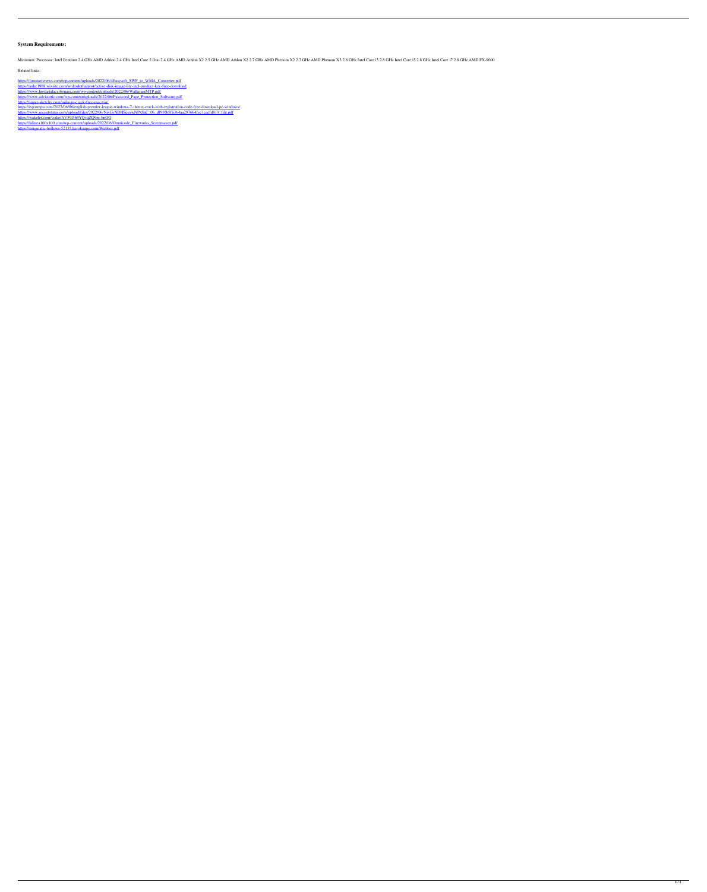**System Requirements:**

Minimum: Processor: Intel Pentium 2.4 GHz AMD Athlon 2.4 GHz Intel Core 2 Duo 2.4 GHz AMD Athlon X2 2.5 GHz AMD Athlon X2 2.7 GHz AMD Phenom X2 2.7 GHz AMD Phenom X3 2.8 GHz Intel Core i3 2.8 GHz Intel Core i5 2.8 GHz Intel Core i7 2.8 GHz AMD FX-9000

Related links:

https://jonotartvnews.com/wp-content/uploads/2022/06/4Easysoft_SWF_to_WMA_Converter.pdf
https://anke1988.wixsite.com/wolesdotha/post/active-disk-image-lite-incl-product-key-free-download
https://www.hostaria1acarbonara.com/wp-content/uploads/2022/06/WalkmanMTP.pdf
https://www.advisortic.com/wp-content/uploads/2022/06/Password_Page_Protection_Software.pdf
https://super-sketchy.com/mikogo-crack-free-macwin/
https://eqcompu.com/2022/06/06/english-premier-league-windows-7-theme-crack-with-registration-code-free-download-pc-windows/
https://www.recentstatus.com/upload/files/2022/06/Nivl3rNDHSeexwNPxSaC_06_df9f0b5fb364aa297664fec1cae1d819_file.pdf
https://wakelet.com/wake/AV59D89YQvqZQ9m-bn0G
https://ilalinea100x100.com/wp-content/uploads/2022/06/Omnicode_Fireworks_Screensaver.pdf
https://enigmatic-hollows-52135.herokuapp.com/Webber.pdf